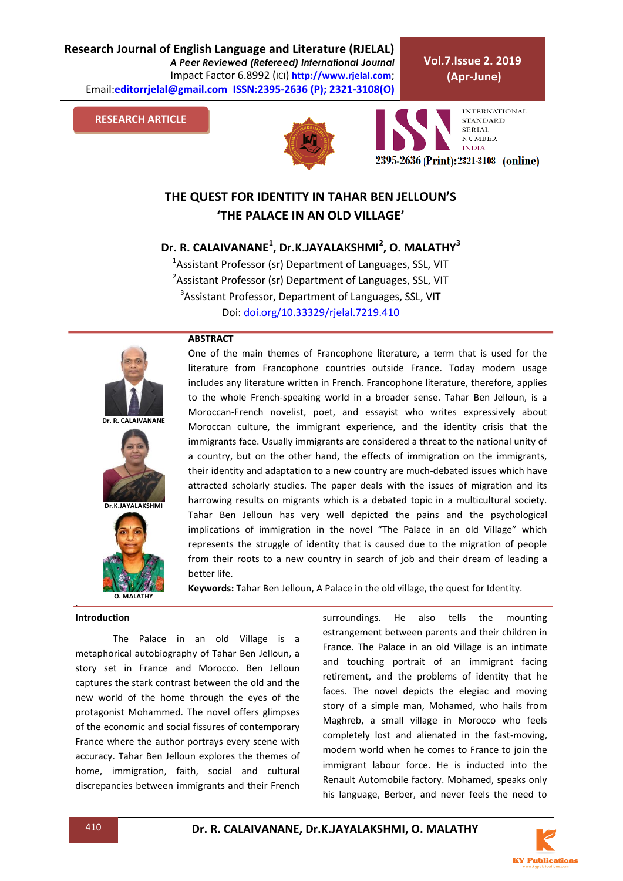RESEARCH ARTICLE

# THE QUEST FOR IDENTITY IN TAHAR BEN JELLOUN'S 'THE PALACE IN AN OLD VILLAGE'

**Dr. R. CALAIVANANE[1], Dr.K.JAYALAKSHMI[2], O. MALATHY[3]**

[1]Assistant Professor (sr) Department of Languages, SSL, VIT

[2]Assistant Professor (sr) Department of Languages, SSL, VIT

[3]Assistant Professor, Department of Languages, SSL, VIT

Doi: doi.org/10.33329/rjelal.7219.410

Dr. R. CALAIVANANE

Dr.K.JAYALAKSHMI

O. MALATHY

**ABSTRACT**

One of the main themes of Francophone literature, a term that is used for the literature from Francophone countries outside France. Today modern usage includes any literature written in French. Francophone literature, therefore, applies to the whole French-speaking world in a broader sense. Tahar Ben Jelloun, is a Moroccan-French novelist, poet, and essayist who writes expressively about Moroccan culture, the immigrant experience, and the identity crisis that the immigrants face. Usually immigrants are considered a threat to the national unity of a country, but on the other hand, the effects of immigration on the immigrants, their identity and adaptation to a new country are much-debated issues which have attracted scholarly studies. The paper deals with the issues of migration and its harrowing results on migrants which is a debated topic in a multicultural society. Tahar Ben Jelloun has very well depicted the pains and the psychological implications of immigration in the novel "The Palace in an old Village" which represents the struggle of identity that is caused due to the migration of people from their roots to a new country in search of job and their dream of leading a better life.

**Keywords:** Tahar Ben Jelloun, A Palace in the old village, the quest for Identity.

## Introduction

The Palace in an old Village is a metaphorical autobiography of Tahar Ben Jelloun, a story set in France and Morocco. Ben Jelloun captures the stark contrast between the old and the new world of the home through the eyes of the protagonist Mohammed. The novel offers glimpses of the economic and social fissures of contemporary France where the author portrays every scene with accuracy. Tahar Ben Jelloun explores the themes of home, immigration, faith, social and cultural discrepancies between immigrants and their French surroundings. He also tells the mounting estrangement between parents and their children in France. The Palace in an old Village is an intimate and touching portrait of an immigrant facing retirement, and the problems of identity that he faces. The novel depicts the elegiac and moving story of a simple man, Mohamed, who hails from Maghreb, a small village in Morocco who feels completely lost and alienated in the fast-moving, modern world when he comes to France to join the immigrant labour force. He is inducted into the Renault Automobile factory. Mohamed, speaks only his language, Berber, and never feels the need to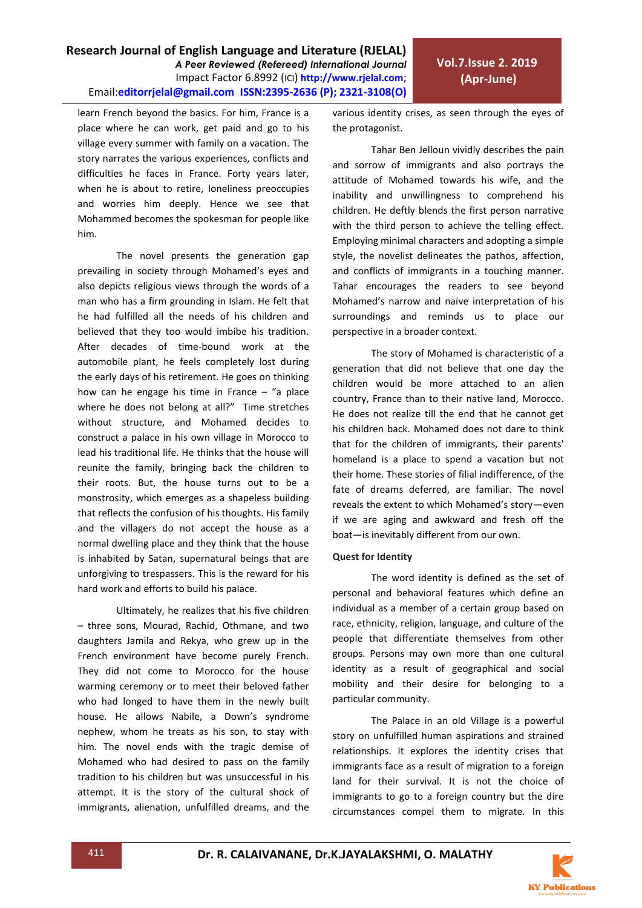learn French beyond the basics. For him, France is a place where he can work, get paid and go to his village every summer with family on a vacation. The story narrates the various experiences, conflicts and difficulties he faces in France. Forty years later, when he is about to retire, loneliness preoccupies and worries him deeply. Hence we see that Mohammed becomes the spokesman for people like him.

The novel presents the generation gap prevailing in society through Mohamed's eyes and also depicts religious views through the words of a man who has a firm grounding in Islam. He felt that he had fulfilled all the needs of his children and believed that they too would imbibe his tradition. After decades of time-bound work at the automobile plant, he feels completely lost during the early days of his retirement. He goes on thinking how can he engage his time in France – "a place where he does not belong at all?" Time stretches without structure, and Mohamed decides to construct a palace in his own village in Morocco to lead his traditional life. He thinks that the house will reunite the family, bringing back the children to their roots. But, the house turns out to be a monstrosity, which emerges as a shapeless building that reflects the confusion of his thoughts. His family and the villagers do not accept the house as a normal dwelling place and they think that the house is inhabited by Satan, supernatural beings that are unforgiving to trespassers. This is the reward for his hard work and efforts to build his palace.

Ultimately, he realizes that his five children – three sons, Mourad, Rachid, Othmane, and two daughters Jamila and Rekya, who grew up in the French environment have become purely French. They did not come to Morocco for the house warming ceremony or to meet their beloved father who had longed to have them in the newly built house. He allows Nabile, a Down's syndrome nephew, whom he treats as his son, to stay with him. The novel ends with the tragic demise of Mohamed who had desired to pass on the family tradition to his children but was unsuccessful in his attempt. It is the story of the cultural shock of immigrants, alienation, unfulfilled dreams, and the various identity crises, as seen through the eyes of the protagonist.

Tahar Ben Jelloun vividly describes the pain and sorrow of immigrants and also portrays the attitude of Mohamed towards his wife, and the inability and unwillingness to comprehend his children. He deftly blends the first person narrative with the third person to achieve the telling effect. Employing minimal characters and adopting a simple style, the novelist delineates the pathos, affection, and conflicts of immigrants in a touching manner. Tahar encourages the readers to see beyond Mohamed's narrow and naïve interpretation of his surroundings and reminds us to place our perspective in a broader context.

The story of Mohamed is characteristic of a generation that did not believe that one day the children would be more attached to an alien country, France than to their native land, Morocco. He does not realize till the end that he cannot get his children back. Mohamed does not dare to think that for the children of immigrants, their parents' homeland is a place to spend a vacation but not their home. These stories of filial indifference, of the fate of dreams deferred, are familiar. The novel reveals the extent to which Mohamed's story—even if we are aging and awkward and fresh off the boat—is inevitably different from our own.

**Quest for Identity**

The word identity is defined as the set of personal and behavioral features which define an individual as a member of a certain group based on race, ethnicity, religion, language, and culture of the people that differentiate themselves from other groups. Persons may own more than one cultural identity as a result of geographical and social mobility and their desire for belonging to a particular community.

The Palace in an old Village is a powerful story on unfulfilled human aspirations and strained relationships. It explores the identity crises that immigrants face as a result of migration to a foreign land for their survival. It is not the choice of immigrants to go to a foreign country but the dire circumstances compel them to migrate. In this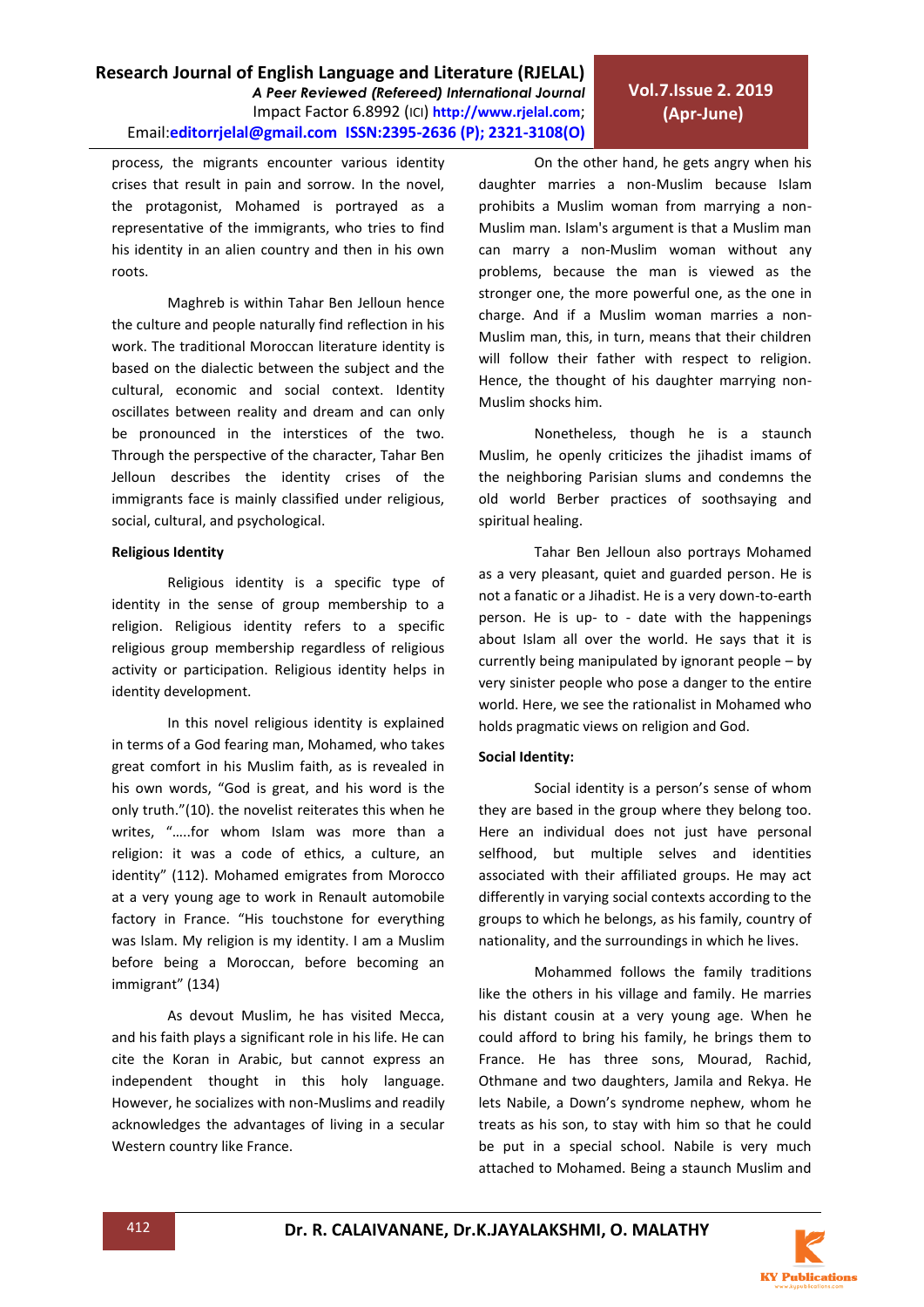process, the migrants encounter various identity crises that result in pain and sorrow. In the novel, the protagonist, Mohamed is portrayed as a representative of the immigrants, who tries to find his identity in an alien country and then in his own roots.

Maghreb is within Tahar Ben Jelloun hence the culture and people naturally find reflection in his work. The traditional Moroccan literature identity is based on the dialectic between the subject and the cultural, economic and social context. Identity oscillates between reality and dream and can only be pronounced in the interstices of the two. Through the perspective of the character, Tahar Ben Jelloun describes the identity crises of the immigrants face is mainly classified under religious, social, cultural, and psychological.

**Religious Identity**

Religious identity is a specific type of identity in the sense of group membership to a religion. Religious identity refers to a specific religious group membership regardless of religious activity or participation. Religious identity helps in identity development.

In this novel religious identity is explained in terms of a God fearing man, Mohamed, who takes great comfort in his Muslim faith, as is revealed in his own words, "God is great, and his word is the only truth."(10). the novelist reiterates this when he writes, "…..for whom Islam was more than a religion: it was a code of ethics, a culture, an identity" (112). Mohamed emigrates from Morocco at a very young age to work in Renault automobile factory in France. "His touchstone for everything was Islam. My religion is my identity. I am a Muslim before being a Moroccan, before becoming an immigrant" (134)

As devout Muslim, he has visited Mecca, and his faith plays a significant role in his life. He can cite the Koran in Arabic, but cannot express an independent thought in this holy language. However, he socializes with non-Muslims and readily acknowledges the advantages of living in a secular Western country like France.

On the other hand, he gets angry when his daughter marries a non-Muslim because Islam prohibits a Muslim woman from marrying a non-Muslim man. Islam's argument is that a Muslim man can marry a non-Muslim woman without any problems, because the man is viewed as the stronger one, the more powerful one, as the one in charge. And if a Muslim woman marries a non-Muslim man, this, in turn, means that their children will follow their father with respect to religion. Hence, the thought of his daughter marrying non-Muslim shocks him.

Nonetheless, though he is a staunch Muslim, he openly criticizes the jihadist imams of the neighboring Parisian slums and condemns the old world Berber practices of soothsaying and spiritual healing.

Tahar Ben Jelloun also portrays Mohamed as a very pleasant, quiet and guarded person. He is not a fanatic or a Jihadist. He is a very down-to-earth person. He is up- to - date with the happenings about Islam all over the world. He says that it is currently being manipulated by ignorant people – by very sinister people who pose a danger to the entire world. Here, we see the rationalist in Mohamed who holds pragmatic views on religion and God.

**Social Identity:**

Social identity is a person's sense of whom they are based in the group where they belong too. Here an individual does not just have personal selfhood, but multiple selves and identities associated with their affiliated groups. He may act differently in varying social contexts according to the groups to which he belongs, as his family, country of nationality, and the surroundings in which he lives.

Mohammed follows the family traditions like the others in his village and family. He marries his distant cousin at a very young age. When he could afford to bring his family, he brings them to France. He has three sons, Mourad, Rachid, Othmane and two daughters, Jamila and Rekya. He lets Nabile, a Down's syndrome nephew, whom he treats as his son, to stay with him so that he could be put in a special school. Nabile is very much attached to Mohamed. Being a staunch Muslim and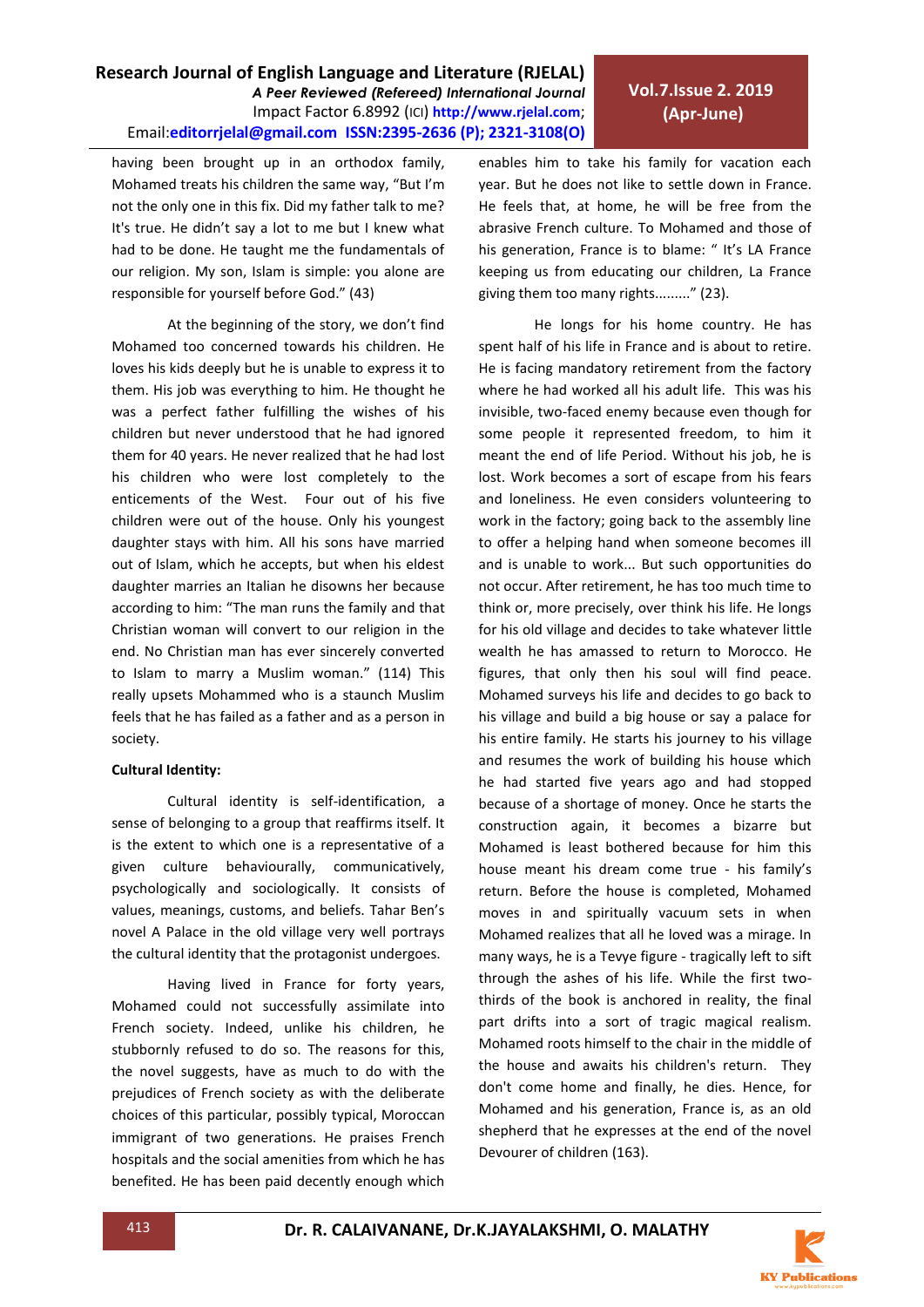having been brought up in an orthodox family, Mohamed treats his children the same way, "But I'm not the only one in this fix. Did my father talk to me? It's true. He didn't say a lot to me but I knew what had to be done. He taught me the fundamentals of our religion. My son, Islam is simple: you alone are responsible for yourself before God." (43)

At the beginning of the story, we don't find Mohamed too concerned towards his children. He loves his kids deeply but he is unable to express it to them. His job was everything to him. He thought he was a perfect father fulfilling the wishes of his children but never understood that he had ignored them for 40 years. He never realized that he had lost his children who were lost completely to the enticements of the West. Four out of his five children were out of the house. Only his youngest daughter stays with him. All his sons have married out of Islam, which he accepts, but when his eldest daughter marries an Italian he disowns her because according to him: "The man runs the family and that Christian woman will convert to our religion in the end. No Christian man has ever sincerely converted to Islam to marry a Muslim woman." (114) This really upsets Mohammed who is a staunch Muslim feels that he has failed as a father and as a person in society.

**Cultural Identity:**

Cultural identity is self-identification, a sense of belonging to a group that reaffirms itself. It is the extent to which one is a representative of a given culture behaviourally, communicatively, psychologically and sociologically. It consists of values, meanings, customs, and beliefs. Tahar Ben's novel A Palace in the old village very well portrays the cultural identity that the protagonist undergoes.

Having lived in France for forty years, Mohamed could not successfully assimilate into French society. Indeed, unlike his children, he stubbornly refused to do so. The reasons for this, the novel suggests, have as much to do with the prejudices of French society as with the deliberate choices of this particular, possibly typical, Moroccan immigrant of two generations. He praises French hospitals and the social amenities from which he has benefited. He has been paid decently enough which enables him to take his family for vacation each year. But he does not like to settle down in France. He feels that, at home, he will be free from the abrasive French culture. To Mohamed and those of his generation, France is to blame: " It's LA France keeping us from educating our children, La France giving them too many rights........." (23).

He longs for his home country. He has spent half of his life in France and is about to retire. He is facing mandatory retirement from the factory where he had worked all his adult life. This was his invisible, two-faced enemy because even though for some people it represented freedom, to him it meant the end of life Period. Without his job, he is lost. Work becomes a sort of escape from his fears and loneliness. He even considers volunteering to work in the factory; going back to the assembly line to offer a helping hand when someone becomes ill and is unable to work... But such opportunities do not occur. After retirement, he has too much time to think or, more precisely, over think his life. He longs for his old village and decides to take whatever little wealth he has amassed to return to Morocco. He figures, that only then his soul will find peace. Mohamed surveys his life and decides to go back to his village and build a big house or say a palace for his entire family. He starts his journey to his village and resumes the work of building his house which he had started five years ago and had stopped because of a shortage of money. Once he starts the construction again, it becomes a bizarre but Mohamed is least bothered because for him this house meant his dream come true - his family's return. Before the house is completed, Mohamed moves in and spiritually vacuum sets in when Mohamed realizes that all he loved was a mirage. In many ways, he is a Tevye figure - tragically left to sift through the ashes of his life. While the first two-thirds of the book is anchored in reality, the final part drifts into a sort of tragic magical realism. Mohamed roots himself to the chair in the middle of the house and awaits his children's return. They don't come home and finally, he dies. Hence, for Mohamed and his generation, France is, as an old shepherd that he expresses at the end of the novel Devourer of children (163).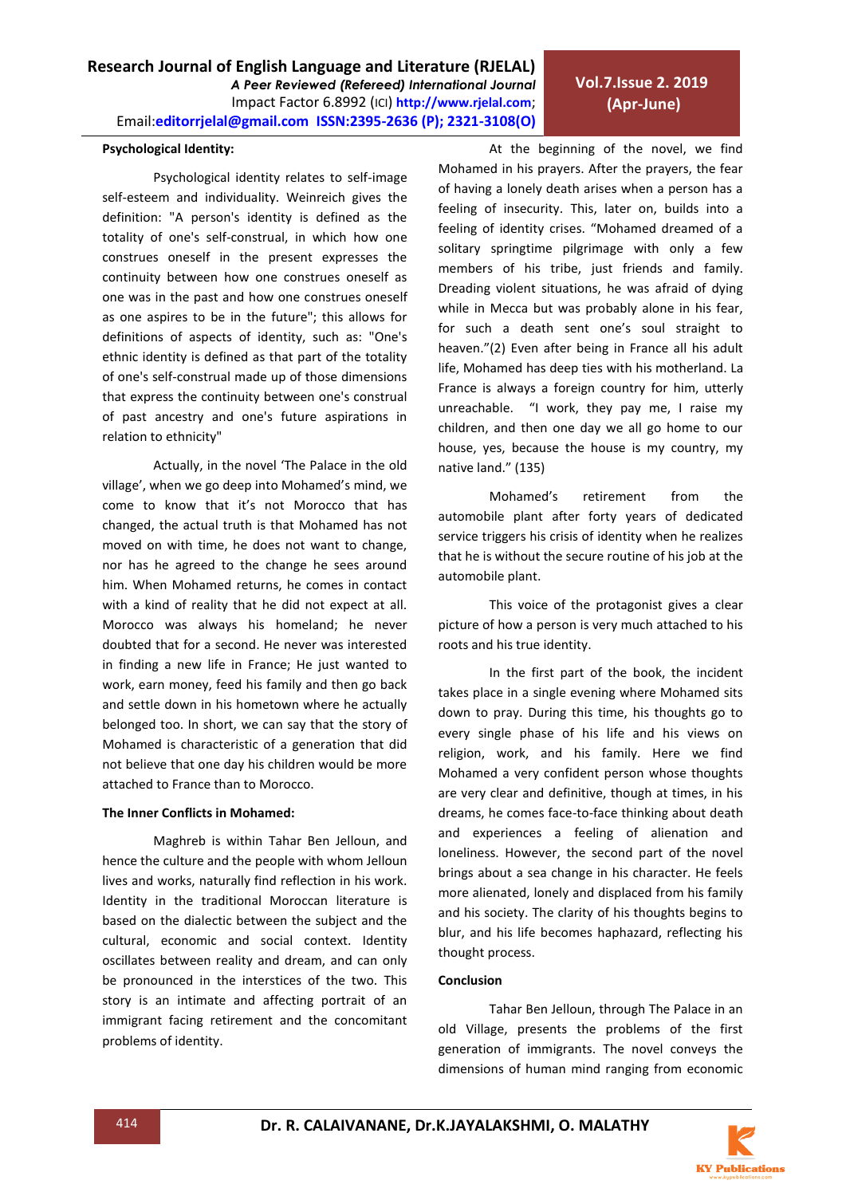**Psychological Identity:**

Psychological identity relates to self-image self-esteem and individuality. Weinreich gives the definition: "A person's identity is defined as the totality of one's self-construal, in which how one construes oneself in the present expresses the continuity between how one construes oneself as one was in the past and how one construes oneself as one aspires to be in the future"; this allows for definitions of aspects of identity, such as: "One's ethnic identity is defined as that part of the totality of one's self-construal made up of those dimensions that express the continuity between one's construal of past ancestry and one's future aspirations in relation to ethnicity"

Actually, in the novel 'The Palace in the old village', when we go deep into Mohamed's mind, we come to know that it's not Morocco that has changed, the actual truth is that Mohamed has not moved on with time, he does not want to change, nor has he agreed to the change he sees around him. When Mohamed returns, he comes in contact with a kind of reality that he did not expect at all. Morocco was always his homeland; he never doubted that for a second. He never was interested in finding a new life in France; He just wanted to work, earn money, feed his family and then go back and settle down in his hometown where he actually belonged too. In short, we can say that the story of Mohamed is characteristic of a generation that did not believe that one day his children would be more attached to France than to Morocco.

**The Inner Conflicts in Mohamed:**

Maghreb is within Tahar Ben Jelloun, and hence the culture and the people with whom Jelloun lives and works, naturally find reflection in his work. Identity in the traditional Moroccan literature is based on the dialectic between the subject and the cultural, economic and social context. Identity oscillates between reality and dream, and can only be pronounced in the interstices of the two. This story is an intimate and affecting portrait of an immigrant facing retirement and the concomitant problems of identity.

At the beginning of the novel, we find Mohamed in his prayers. After the prayers, the fear of having a lonely death arises when a person has a feeling of insecurity. This, later on, builds into a feeling of identity crises. "Mohamed dreamed of a solitary springtime pilgrimage with only a few members of his tribe, just friends and family. Dreading violent situations, he was afraid of dying while in Mecca but was probably alone in his fear, for such a death sent one's soul straight to heaven."(2) Even after being in France all his adult life, Mohamed has deep ties with his motherland. La France is always a foreign country for him, utterly unreachable. "I work, they pay me, I raise my children, and then one day we all go home to our house, yes, because the house is my country, my native land." (135)

Mohamed's retirement from the automobile plant after forty years of dedicated service triggers his crisis of identity when he realizes that he is without the secure routine of his job at the automobile plant.

This voice of the protagonist gives a clear picture of how a person is very much attached to his roots and his true identity.

In the first part of the book, the incident takes place in a single evening where Mohamed sits down to pray. During this time, his thoughts go to every single phase of his life and his views on religion, work, and his family. Here we find Mohamed a very confident person whose thoughts are very clear and definitive, though at times, in his dreams, he comes face-to-face thinking about death and experiences a feeling of alienation and loneliness. However, the second part of the novel brings about a sea change in his character. He feels more alienated, lonely and displaced from his family and his society. The clarity of his thoughts begins to blur, and his life becomes haphazard, reflecting his thought process.

**Conclusion**

Tahar Ben Jelloun, through The Palace in an old Village, presents the problems of the first generation of immigrants. The novel conveys the dimensions of human mind ranging from economic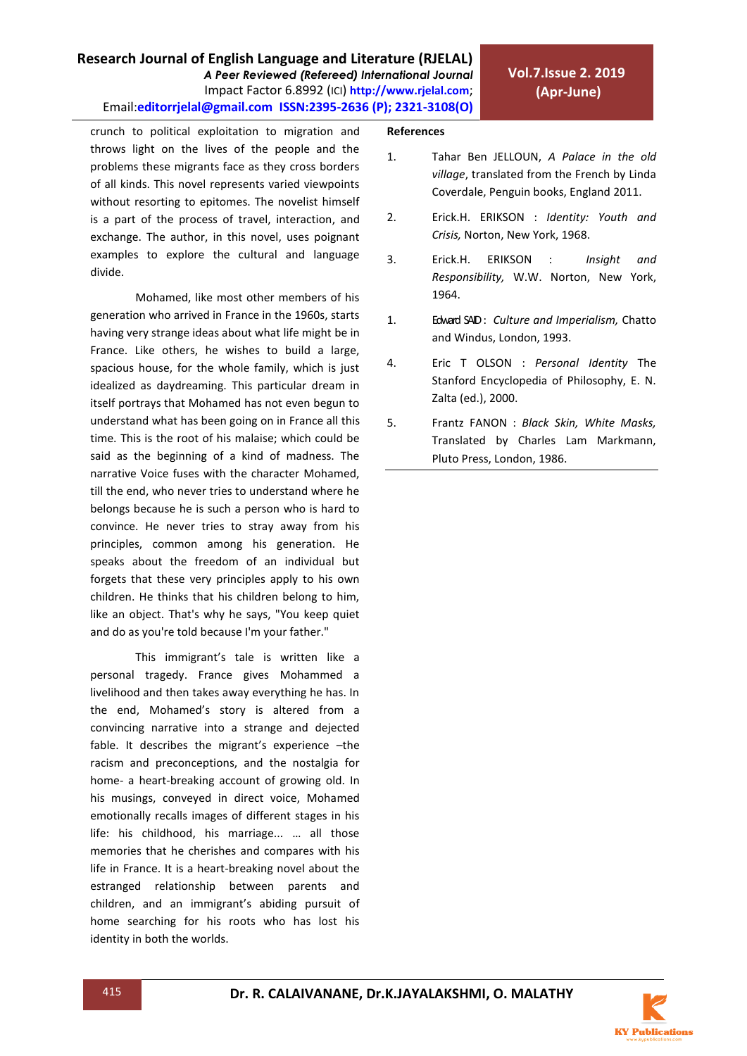crunch to political exploitation to migration and throws light on the lives of the people and the problems these migrants face as they cross borders of all kinds. This novel represents varied viewpoints without resorting to epitomes. The novelist himself is a part of the process of travel, interaction, and exchange. The author, in this novel, uses poignant examples to explore the cultural and language divide.

Mohamed, like most other members of his generation who arrived in France in the 1960s, starts having very strange ideas about what life might be in France. Like others, he wishes to build a large, spacious house, for the whole family, which is just idealized as daydreaming. This particular dream in itself portrays that Mohamed has not even begun to understand what has been going on in France all this time. This is the root of his malaise; which could be said as the beginning of a kind of madness. The narrative Voice fuses with the character Mohamed, till the end, who never tries to understand where he belongs because he is such a person who is hard to convince. He never tries to stray away from his principles, common among his generation. He speaks about the freedom of an individual but forgets that these very principles apply to his own children. He thinks that his children belong to him, like an object. That's why he says, "You keep quiet and do as you're told because I'm your father."

This immigrant's tale is written like a personal tragedy. France gives Mohammed a livelihood and then takes away everything he has. In the end, Mohamed's story is altered from a convincing narrative into a strange and dejected fable. It describes the migrant's experience –the racism and preconceptions, and the nostalgia for home- a heart-breaking account of growing old. In his musings, conveyed in direct voice, Mohamed emotionally recalls images of different stages in his life: his childhood, his marriage... … all those memories that he cherishes and compares with his life in France. It is a heart-breaking novel about the estranged relationship between parents and children, and an immigrant's abiding pursuit of home searching for his roots who has lost his identity in both the worlds.

**References**

1. Tahar Ben JELLOUN, *A Palace in the old village*, translated from the French by Linda Coverdale, Penguin books, England 2011.
2. Erick.H. ERIKSON : *Identity: Youth and Crisis,* Norton, New York, 1968.
3. Erick.H. ERIKSON : *Insight and Responsibility,* W.W. Norton, New York, 1964.
1. Edward SAID : *Culture and Imperialism,* Chatto and Windus, London, 1993.
4. Eric T OLSON : *Personal Identity* The Stanford Encyclopedia of Philosophy, E. N. Zalta (ed.), 2000.
5. Frantz FANON : *Black Skin, White Masks,* Translated by Charles Lam Markmann, Pluto Press, London, 1986.